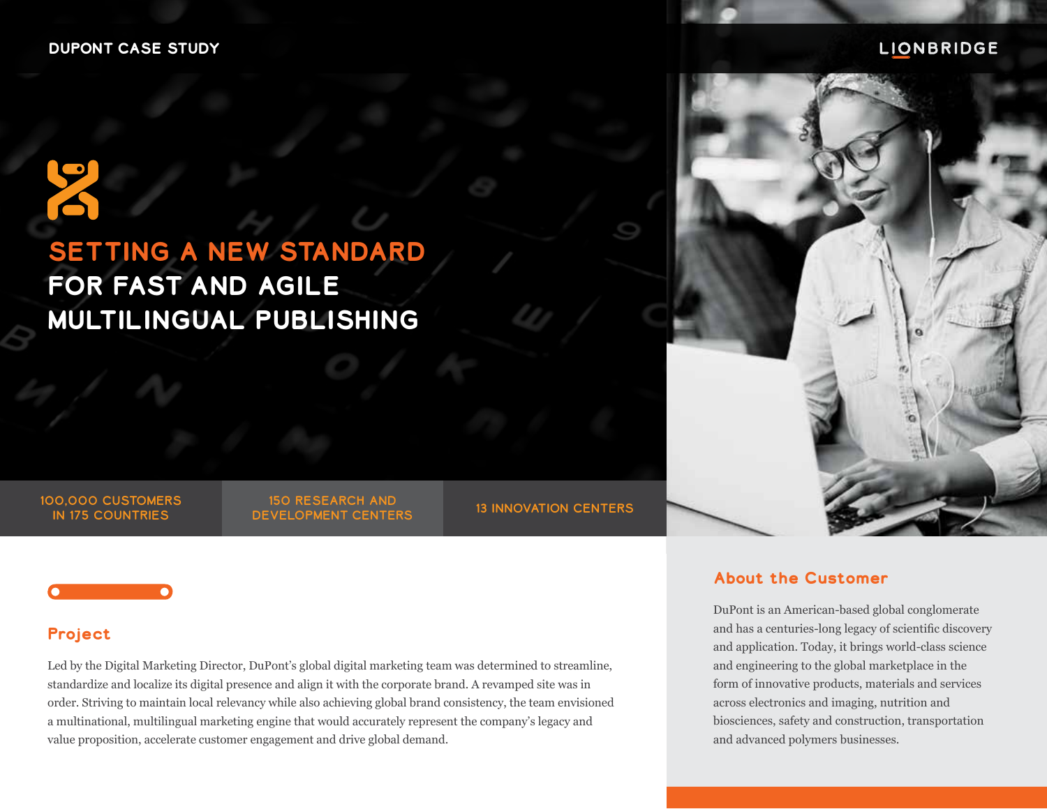DUPONT CASE STUDY

LIONBRIDGE

# SETTING A NEW STANDARD FOR FAST AND AGILE MULTILINGUAL PUBLISHING

100,000 CUSTOMERS IN 175 COUNTRIES

150 RESEARCH AND DEVELOPMENT CENTERS

13 INNOVATION CENTERS

## Project

Led by the Digital Marketing Director, DuPont's global digital marketing team was determined to streamline, standardize and localize its digital presence and align it with the corporate brand. A revamped site was in order. Striving to maintain local relevancy while also achieving global brand consistency, the team envisioned a multinational, multilingual marketing engine that would accurately represent the company's legacy and value proposition, accelerate customer engagement and drive global demand.

## About the Customer

DuPont is an American-based global conglomerate and has a centuries-long legacy of scientific discovery and application. Today, it brings world-class science and engineering to the global marketplace in the form of innovative products, materials and services across electronics and imaging, nutrition and biosciences, safety and construction, transportation and advanced polymers businesses.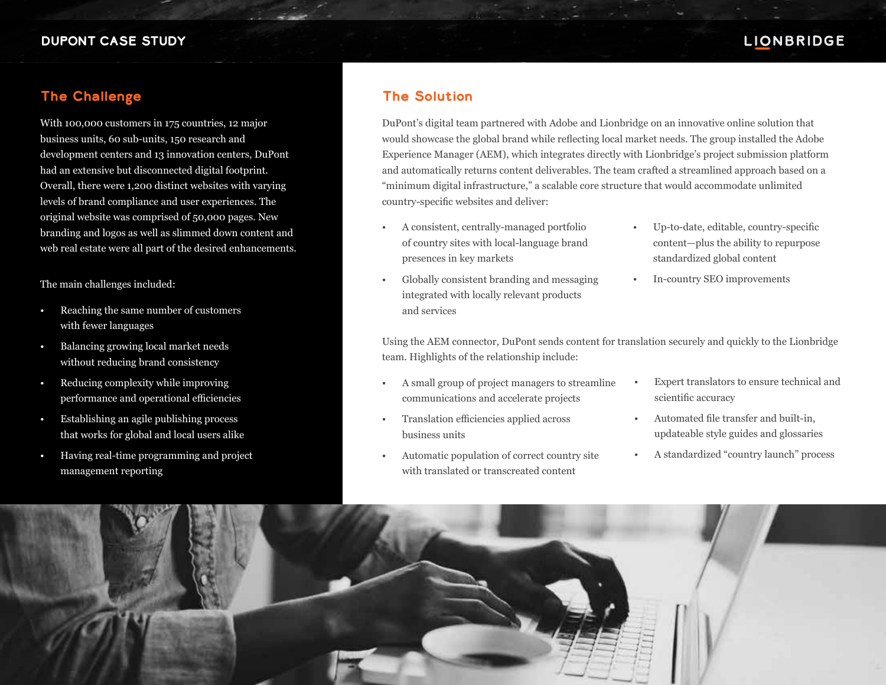## The Challenge

With 100,000 customers in 175 countries, 12 major business units, 60 sub-units, 150 research and development centers and 13 innovation centers, DuPont had an extensive but disconnected digital footprint. Overall, there were 1,200 distinct websites with varying levels of brand compliance and user experiences. The original website was comprised of 50,000 pages. New branding and logos as well as slimmed down content and web real estate were all part of the desired enhancements.

The main challenges included:

- Reaching the same number of customers with fewer languages
- Balancing growing local market needs without reducing brand consistency
- Reducing complexity while improving performance and operational efficiencies
- Establishing an agile publishing process that works for global and local users alike
- Having real-time programming and project management reporting

## The Solution

DuPont's digital team partnered with Adobe and Lionbridge on an innovative online solution that would showcase the global brand while reflecting local market needs. The group installed the Adobe Experience Manager (AEM), which integrates directly with Lionbridge's project submission platform and automatically returns content deliverables. The team crafted a streamlined approach based on a "minimum digital infrastructure," a scalable core structure that would accommodate unlimited country-specific websites and deliver:

- A consistent, centrally-managed portfolio of country sites with local-language brand presences in key markets
- Globally consistent branding and messaging integrated with locally relevant products and services
- Up-to-date, editable, country-specific content—plus the ability to repurpose standardized global content
- In-country SEO improvements

Using the AEM connector, DuPont sends content for translation securely and quickly to the Lionbridge team. Highlights of the relationship include:

- A small group of project managers to streamline communications and accelerate projects
- Translation efficiencies applied across business units
- Automatic population of correct country site with translated or transcreated content
- Expert translators to ensure technical and scientific accuracy
- Automated file transfer and built-in, updateable style guides and glossaries
- A standardized "country launch" process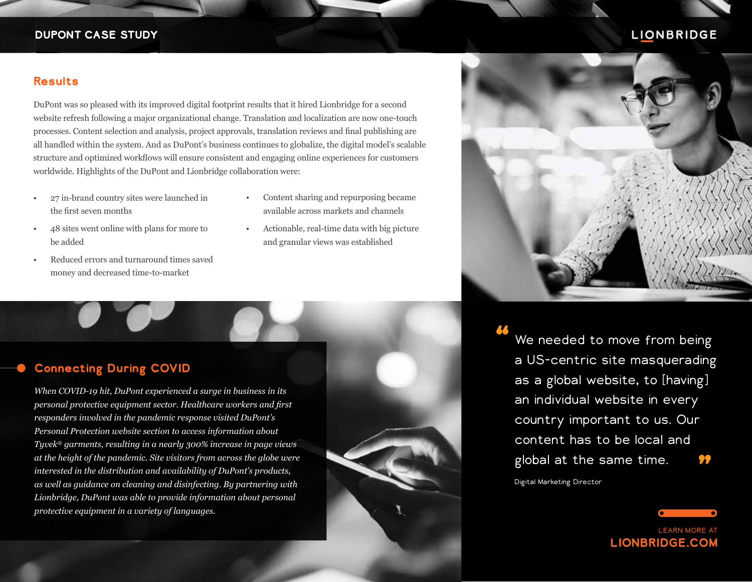## Results

DuPont was so pleased with its improved digital footprint results that it hired Lionbridge for a second website refresh following a major organizational change. Translation and localization are now one-touch processes. Content selection and analysis, project approvals, translation reviews and final publishing are all handled within the system. And as DuPont's business continues to globalize, the digital model's scalable structure and optimized workflows will ensure consistent and engaging online experiences for customers worldwide. Highlights of the DuPont and Lionbridge collaboration were:

- 27 in-brand country sites were launched in the first seven months
- 48 sites went online with plans for more to be added
- Reduced errors and turnaround times saved money and decreased time-to-market
- Content sharing and repurposing became available across markets and channels
- Actionable, real-time data with big picture and granular views was established

## Connecting During COVID

*When COVID-19 hit, DuPont experienced a surge in business in its personal protective equipment sector. Healthcare workers and first responders involved in the pandemic response visited DuPont's Personal Protection website section to access information about Tyvek® garments, resulting in a nearly 300% increase in page views at the height of the pandemic. Site visitors from across the globe were interested in the distribution and availability of DuPont's products, as well as guidance on cleaning and disinfecting. By partnering with Lionbridge, DuPont was able to provide information about personal protective equipment in a variety of languages.*

> "We needed to move from being a US-centric site masquerading as a global website, to [having] an individual website in every country important to us. Our content has to be local and global at the same time."
>
> Digital Marketing Director

LEARN MORE AT
**LIONBRIDGE.COM**